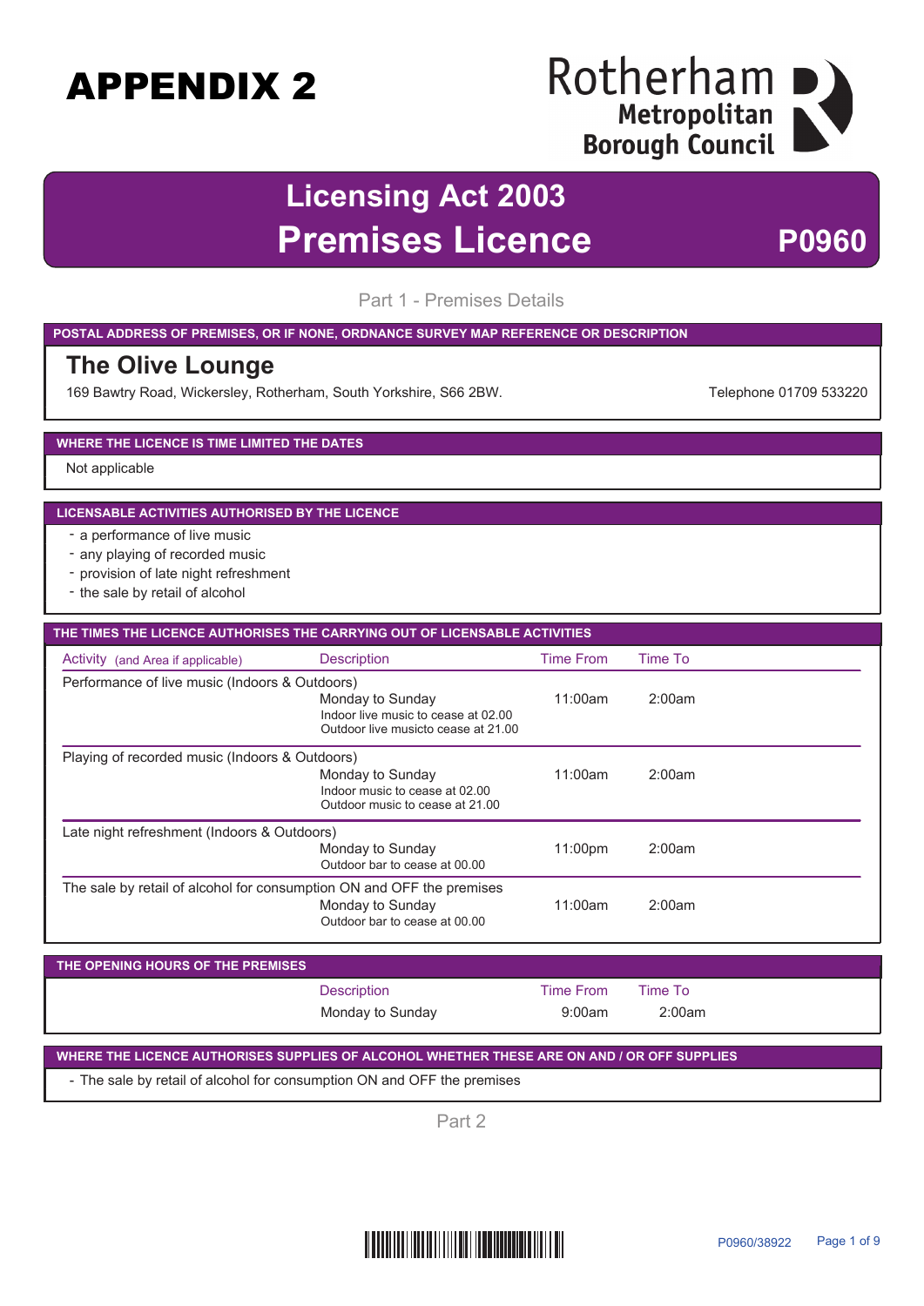# APPENDIX 2

Rotherham Metropolitan Borough Council

## Licensing Act 2003
# Premises Licence

**P0960**

Part 1 - Premises Details

**POSTAL ADDRESS OF PREMISES, OR IF NONE, ORDNANCE SURVEY MAP REFERENCE OR DESCRIPTION**

### The Olive Lounge

169 Bawtry Road, Wickersley, Rotherham, South Yorkshire, S66 2BW.

Telephone 01709 533220

**WHERE THE LICENCE IS TIME LIMITED THE DATES**

Not applicable

**LICENSABLE ACTIVITIES AUTHORISED BY THE LICENCE**

- a performance of live music
- any playing of recorded music
- provision of late night refreshment
- the sale by retail of alcohol

**THE TIMES THE LICENCE AUTHORISES THE CARRYING OUT OF LICENSABLE ACTIVITIES**

| Activity (and Area if applicable) | Description | Time From | Time To |
|---|---|---|---|
| Performance of live music (Indoors & Outdoors) | Monday to Sunday<br>Indoor live music to cease at 02.00<br>Outdoor live musicto cease at 21.00 | 11:00am | 2:00am |
| Playing of recorded music (Indoors & Outdoors) | Monday to Sunday<br>Indoor music to cease at 02.00<br>Outdoor music to cease at 21.00 | 11:00am | 2:00am |
| Late night refreshment (Indoors & Outdoors) | Monday to Sunday<br>Outdoor bar to cease at 00.00 | 11:00pm | 2:00am |
| The sale by retail of alcohol for consumption ON and OFF the premises | Monday to Sunday<br>Outdoor bar to cease at 00.00 | 11:00am | 2:00am |

**THE OPENING HOURS OF THE PREMISES**

| Description | Time From | Time To |
|---|---|---|
| Monday to Sunday | 9:00am | 2:00am |

**WHERE THE LICENCE AUTHORISES SUPPLIES OF ALCOHOL WHETHER THESE ARE ON AND / OR OFF SUPPLIES**

- The sale by retail of alcohol for consumption ON and OFF the premises

Part 2

P0960/38922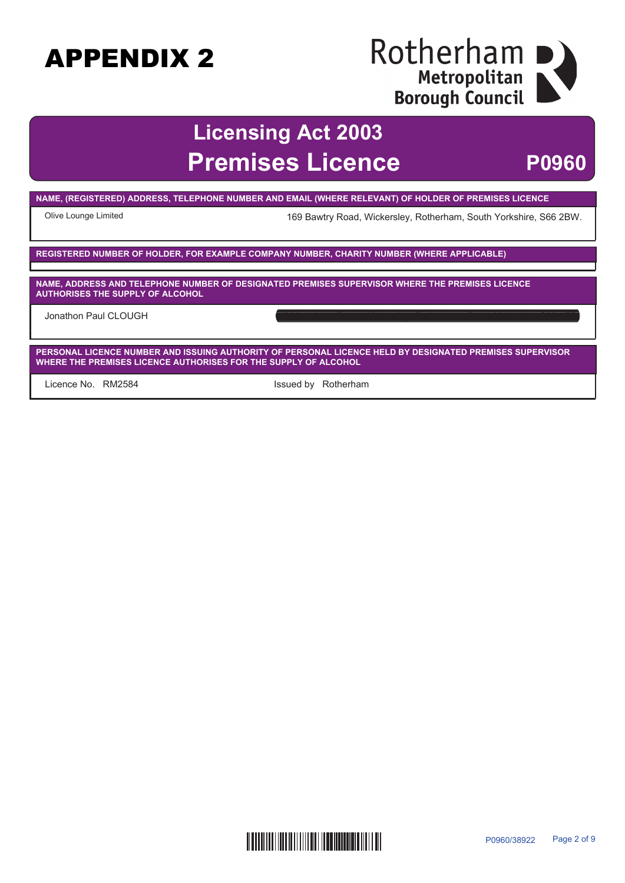# APPENDIX 2

Rotherham Metropolitan Borough Council

## Licensing Act 2003

## Premises Licence

**P0960**

| NAME, (REGISTERED) ADDRESS, TELEPHONE NUMBER AND EMAIL (WHERE RELEVANT) OF HOLDER OF PREMISES LICENCE | |
|---|---|
| Olive Lounge Limited | 169 Bawtry Road, Wickersley, Rotherham, South Yorkshire, S66 2BW. |

| REGISTERED NUMBER OF HOLDER, FOR EXAMPLE COMPANY NUMBER, CHARITY NUMBER (WHERE APPLICABLE) |
|---|
| |

| NAME, ADDRESS AND TELEPHONE NUMBER OF DESIGNATED PREMISES SUPERVISOR WHERE THE PREMISES LICENCE AUTHORISES THE SUPPLY OF ALCOHOL | |
|---|---|
| Jonathon Paul CLOUGH | |

| PERSONAL LICENCE NUMBER AND ISSUING AUTHORITY OF PERSONAL LICENCE HELD BY DESIGNATED PREMISES SUPERVISOR WHERE THE PREMISES LICENCE AUTHORISES FOR THE SUPPLY OF ALCOHOL | |
|---|---|
| Licence No. RM2584 | Issued by Rotherham |

P0960/38922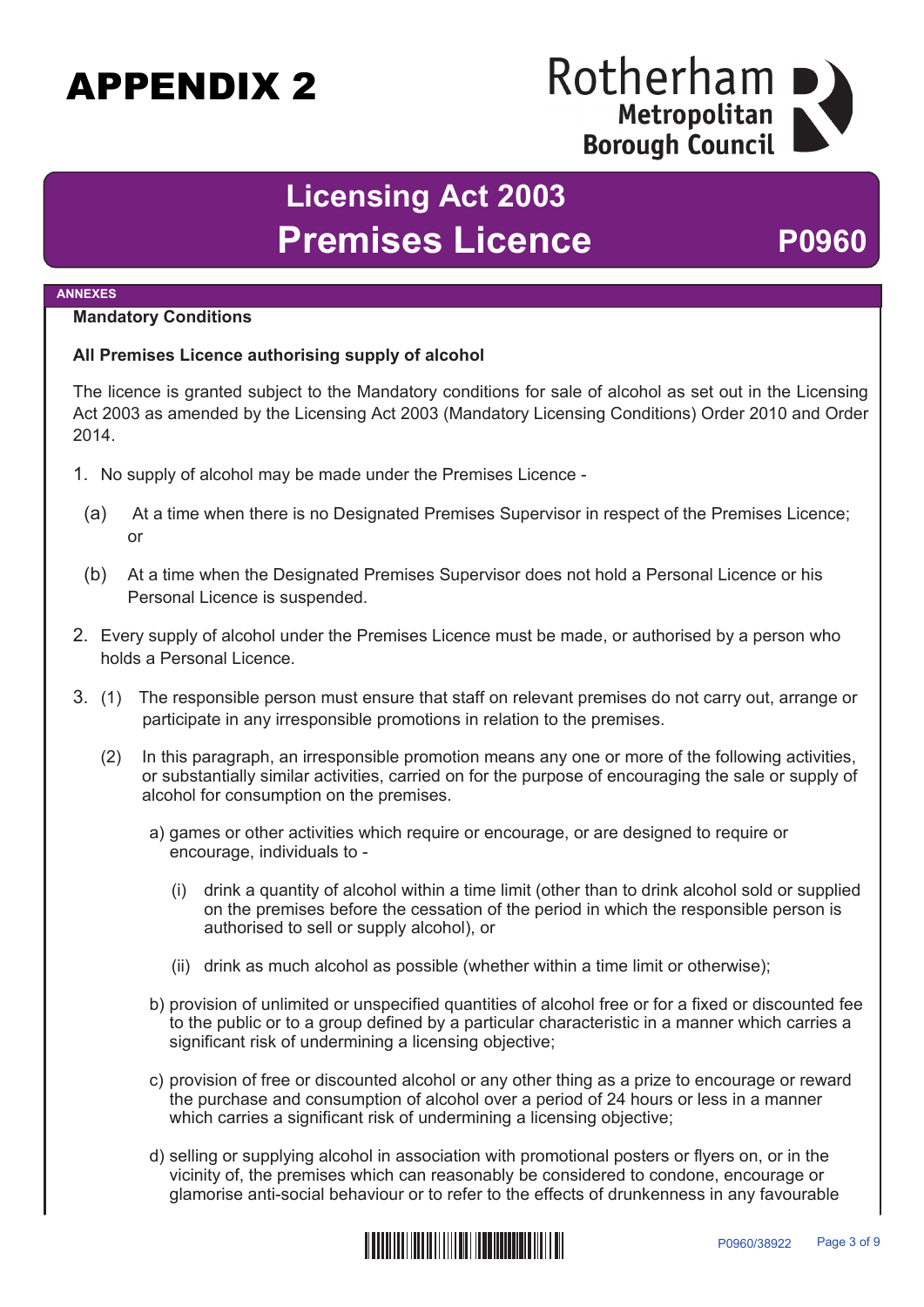# APPENDIX 2

Rotherham Metropolitan Borough Council

## Licensing Act 2003
## Premises Licence P0960

**ANNEXES**

### Mandatory Conditions

**All Premises Licence authorising supply of alcohol**

The licence is granted subject to the Mandatory conditions for sale of alcohol as set out in the Licensing Act 2003 as amended by the Licensing Act 2003 (Mandatory Licensing Conditions) Order 2010 and Order 2014.

1. No supply of alcohol may be made under the Premises Licence -

   (a) At a time when there is no Designated Premises Supervisor in respect of the Premises Licence; or

   (b) At a time when the Designated Premises Supervisor does not hold a Personal Licence or his Personal Licence is suspended.

2. Every supply of alcohol under the Premises Licence must be made, or authorised by a person who holds a Personal Licence.

3. (1) The responsible person must ensure that staff on relevant premises do not carry out, arrange or participate in any irresponsible promotions in relation to the premises.

   (2) In this paragraph, an irresponsible promotion means any one or more of the following activities, or substantially similar activities, carried on for the purpose of encouraging the sale or supply of alcohol for consumption on the premises.

   a) games or other activities which require or encourage, or are designed to require or encourage, individuals to -

      (i) drink a quantity of alcohol within a time limit (other than to drink alcohol sold or supplied on the premises before the cessation of the period in which the responsible person is authorised to sell or supply alcohol), or

      (ii) drink as much alcohol as possible (whether within a time limit or otherwise);

   b) provision of unlimited or unspecified quantities of alcohol free or for a fixed or discounted fee to the public or to a group defined by a particular characteristic in a manner which carries a significant risk of undermining a licensing objective;

   c) provision of free or discounted alcohol or any other thing as a prize to encourage or reward the purchase and consumption of alcohol over a period of 24 hours or less in a manner which carries a significant risk of undermining a licensing objective;

   d) selling or supplying alcohol in association with promotional posters or flyers on, or in the vicinity of, the premises which can reasonably be considered to condone, encourage or glamorise anti-social behaviour or to refer to the effects of drunkenness in any favourable

P0960/38922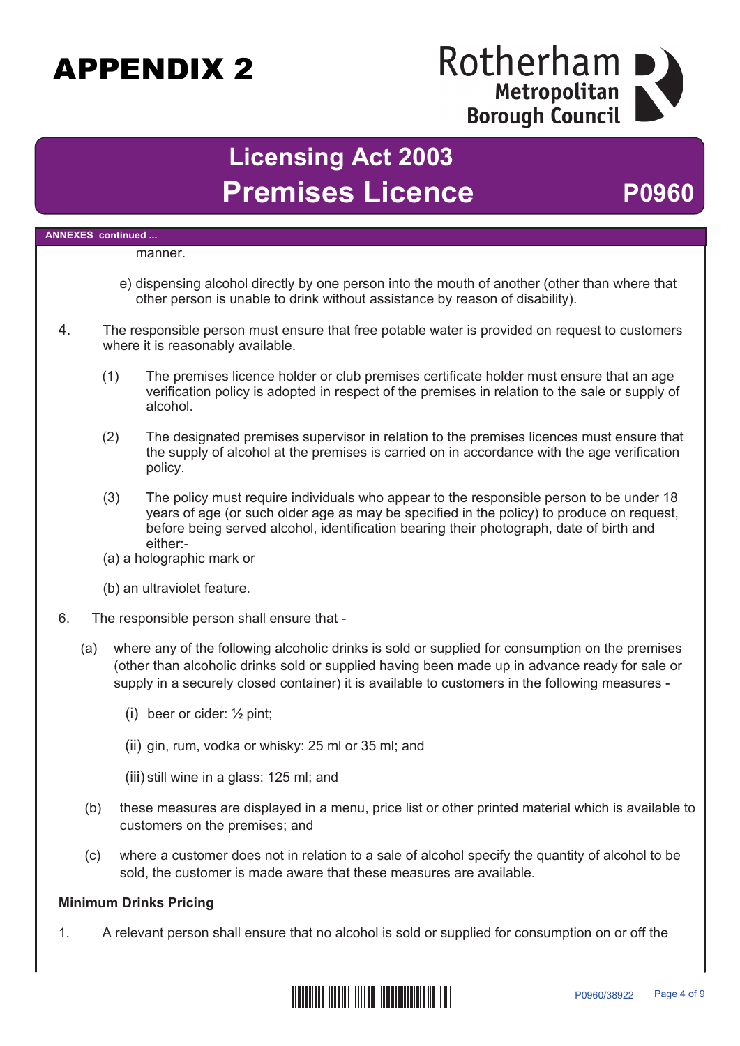**ANNEXES continued ...**

manner.

e) dispensing alcohol directly by one person into the mouth of another (other than where that other person is unable to drink without assistance by reason of disability).

4. The responsible person must ensure that free potable water is provided on request to customers where it is reasonably available.

   (1) The premises licence holder or club premises certificate holder must ensure that an age verification policy is adopted in respect of the premises in relation to the sale or supply of alcohol.

   (2) The designated premises supervisor in relation to the premises licences must ensure that the supply of alcohol at the premises is carried on in accordance with the age verification policy.

   (3) The policy must require individuals who appear to the responsible person to be under 18 years of age (or such older age as may be specified in the policy) to produce on request, before being served alcohol, identification bearing their photograph, date of birth and either:-

   (a) a holographic mark or

   (b) an ultraviolet feature.

6. The responsible person shall ensure that -

   (a) where any of the following alcoholic drinks is sold or supplied for consumption on the premises (other than alcoholic drinks sold or supplied having been made up in advance ready for sale or supply in a securely closed container) it is available to customers in the following measures -

      (i) beer or cider: ½ pint;

      (ii) gin, rum, vodka or whisky: 25 ml or 35 ml; and

      (iii) still wine in a glass: 125 ml; and

   (b) these measures are displayed in a menu, price list or other printed material which is available to customers on the premises; and

   (c) where a customer does not in relation to a sale of alcohol specify the quantity of alcohol to be sold, the customer is made aware that these measures are available.

**Minimum Drinks Pricing**

1. A relevant person shall ensure that no alcohol is sold or supplied for consumption on or off the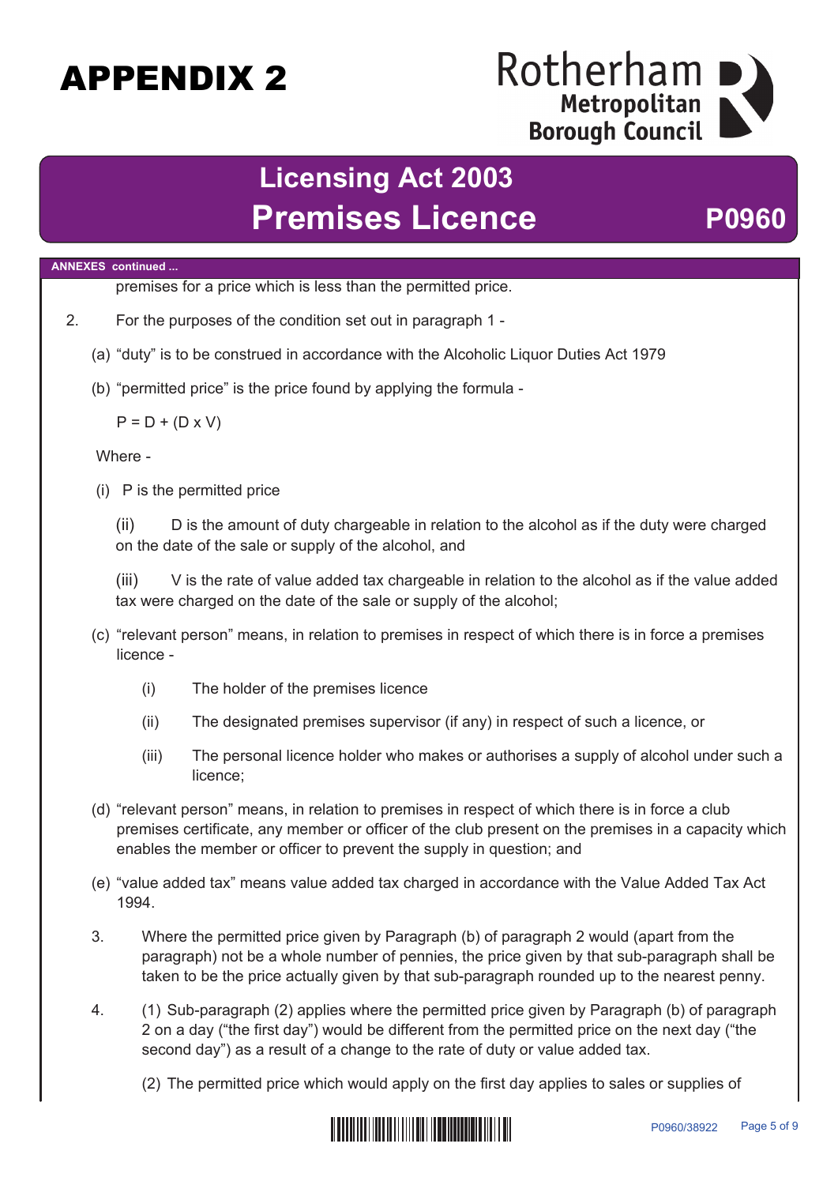# APPENDIX 2

## Licensing Act 2003
## Premises Licence P0960

**ANNEXES continued ...**

premises for a price which is less than the permitted price.

2. For the purposes of the condition set out in paragraph 1 -

   (a) "duty" is to be construed in accordance with the Alcoholic Liquor Duties Act 1979

   (b) "permitted price" is the price found by applying the formula -

   $P = D + (D \times V)$

   Where -

   (i) P is the permitted price

   (ii) D is the amount of duty chargeable in relation to the alcohol as if the duty were charged on the date of the sale or supply of the alcohol, and

   (iii) V is the rate of value added tax chargeable in relation to the alcohol as if the value added tax were charged on the date of the sale or supply of the alcohol;

   (c) "relevant person" means, in relation to premises in respect of which there is in force a premises licence -

      (i) The holder of the premises licence

      (ii) The designated premises supervisor (if any) in respect of such a licence, or

      (iii) The personal licence holder who makes or authorises a supply of alcohol under such a licence;

   (d) "relevant person" means, in relation to premises in respect of which there is in force a club premises certificate, any member or officer of the club present on the premises in a capacity which enables the member or officer to prevent the supply in question; and

   (e) "value added tax" means value added tax charged in accordance with the Value Added Tax Act 1994.

3. Where the permitted price given by Paragraph (b) of paragraph 2 would (apart from the paragraph) not be a whole number of pennies, the price given by that sub-paragraph shall be taken to be the price actually given by that sub-paragraph rounded up to the nearest penny.

4. (1) Sub-paragraph (2) applies where the permitted price given by Paragraph (b) of paragraph 2 on a day ("the first day") would be different from the permitted price on the next day ("the second day") as a result of a change to the rate of duty or value added tax.

   (2) The permitted price which would apply on the first day applies to sales or supplies of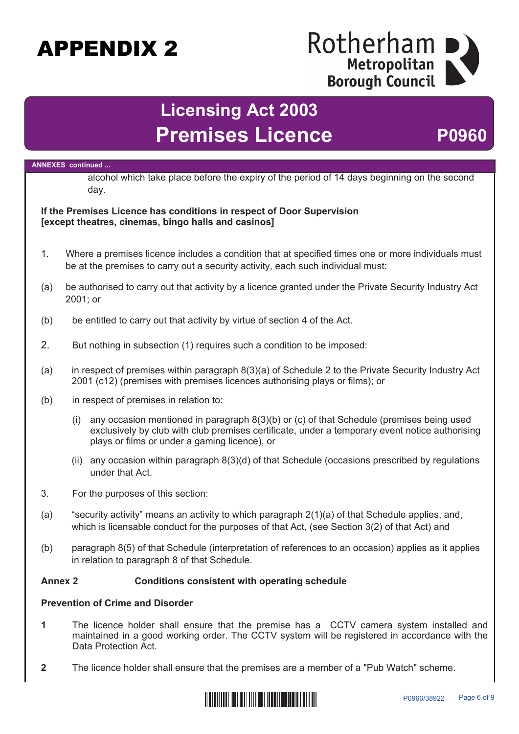**ANNEXES continued ...**

alcohol which take place before the expiry of the period of 14 days beginning on the second day.

**If the Premises Licence has conditions in respect of Door Supervision [except theatres, cinemas, bingo halls and casinos]**

1. Where a premises licence includes a condition that at specified times one or more individuals must be at the premises to carry out a security activity, each such individual must:

(a) be authorised to carry out that activity by a licence granted under the Private Security Industry Act 2001; or

(b) be entitled to carry out that activity by virtue of section 4 of the Act.

2. But nothing in subsection (1) requires such a condition to be imposed:

(a) in respect of premises within paragraph 8(3)(a) of Schedule 2 to the Private Security Industry Act 2001 (c12) (premises with premises licences authorising plays or films); or

(b) in respect of premises in relation to:

  (i) any occasion mentioned in paragraph 8(3)(b) or (c) of that Schedule (premises being used exclusively by club with club premises certificate, under a temporary event notice authorising plays or films or under a gaming licence), or

  (ii) any occasion within paragraph 8(3)(d) of that Schedule (occasions prescribed by regulations under that Act.

3. For the purposes of this section:

(a) "security activity" means an activity to which paragraph 2(1)(a) of that Schedule applies, and, which is licensable conduct for the purposes of that Act, (see Section 3(2) of that Act) and

(b) paragraph 8(5) of that Schedule (interpretation of references to an occasion) applies as it applies in relation to paragraph 8 of that Schedule.

**Annex 2 Conditions consistent with operating schedule**

**Prevention of Crime and Disorder**

**1** The licence holder shall ensure that the premise has a CCTV camera system installed and maintained in a good working order. The CCTV system will be registered in accordance with the Data Protection Act.

**2** The licence holder shall ensure that the premises are a member of a "Pub Watch" scheme.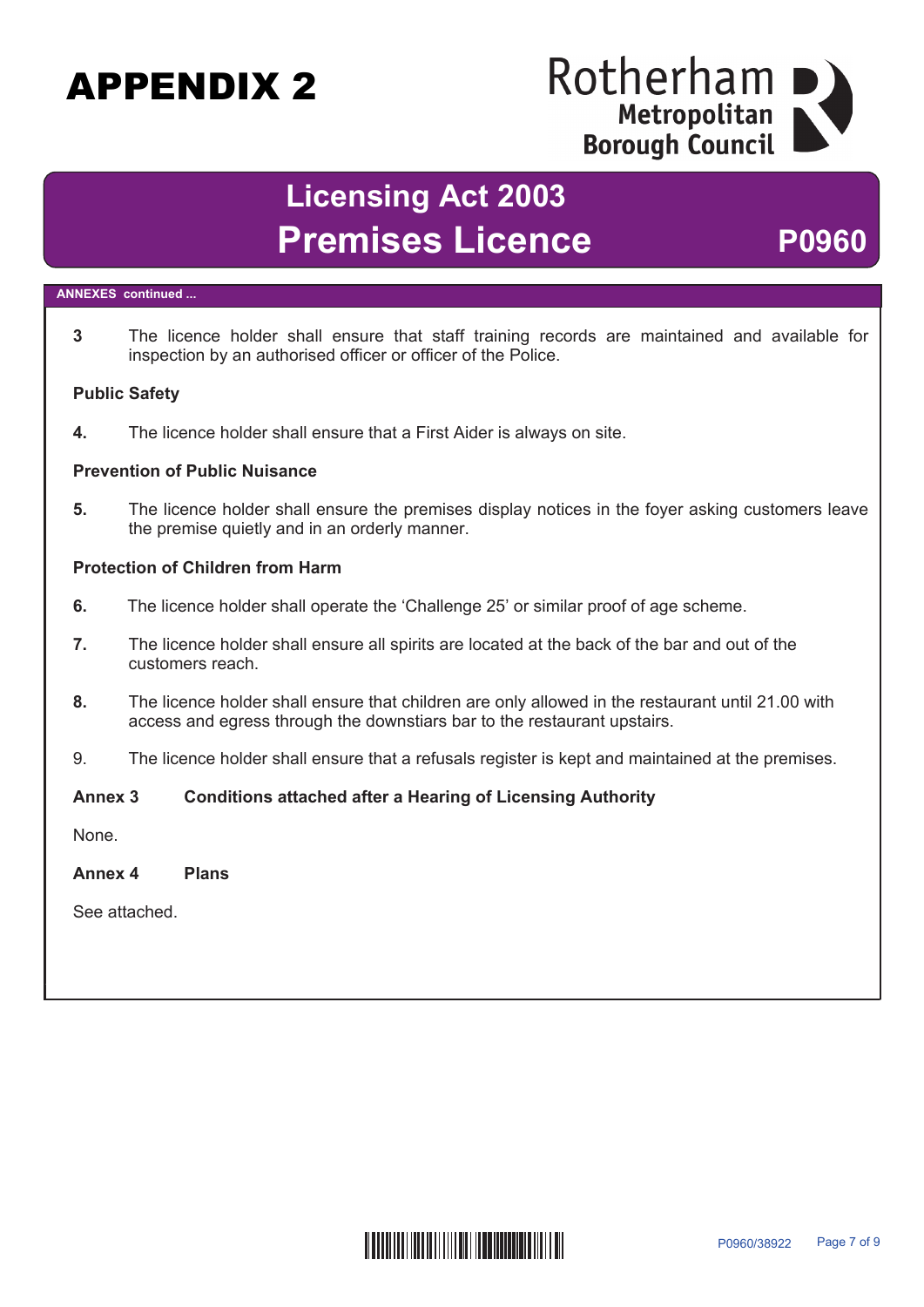# APPENDIX 2

Rotherham Metropolitan Borough Council

## Licensing Act 2003
## Premises Licence **P0960**

**ANNEXES continued ...**

3 The licence holder shall ensure that staff training records are maintained and available for inspection by an authorised officer or officer of the Police.

**Public Safety**

**4.** The licence holder shall ensure that a First Aider is always on site.

**Prevention of Public Nuisance**

**5.** The licence holder shall ensure the premises display notices in the foyer asking customers leave the premise quietly and in an orderly manner.

**Protection of Children from Harm**

**6.** The licence holder shall operate the 'Challenge 25' or similar proof of age scheme.

**7.** The licence holder shall ensure all spirits are located at the back of the bar and out of the customers reach.

**8.** The licence holder shall ensure that children are only allowed in the restaurant until 21.00 with access and egress through the downstiars bar to the restaurant upstairs.

9. The licence holder shall ensure that a refusals register is kept and maintained at the premises.

**Annex 3 Conditions attached after a Hearing of Licensing Authority**

None.

**Annex 4 Plans**

See attached.

P0960/38922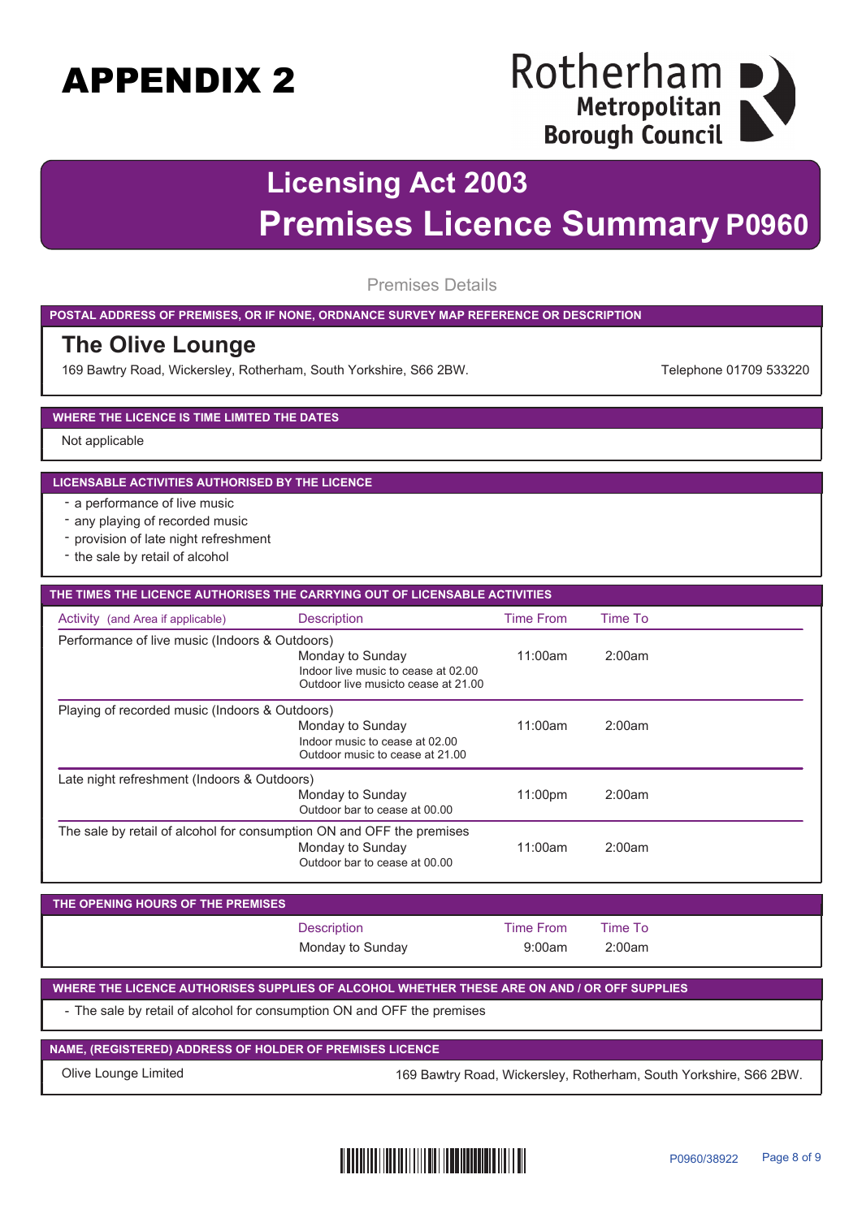# APPENDIX 2

Rotherham Metropolitan Borough Council

## Licensing Act 2003

## Premises Licence Summary P0960

Premises Details

**POSTAL ADDRESS OF PREMISES, OR IF NONE, ORDNANCE SURVEY MAP REFERENCE OR DESCRIPTION**

### The Olive Lounge

169 Bawtry Road, Wickersley, Rotherham, South Yorkshire, S66 2BW.

Telephone 01709 533220

**WHERE THE LICENCE IS TIME LIMITED THE DATES**

Not applicable

**LICENSABLE ACTIVITIES AUTHORISED BY THE LICENCE**

- a performance of live music
- any playing of recorded music
- provision of late night refreshment
- the sale by retail of alcohol

**THE TIMES THE LICENCE AUTHORISES THE CARRYING OUT OF LICENSABLE ACTIVITIES**

| Activity (and Area if applicable) | Description | Time From | Time To |
|---|---|---|---|
| Performance of live music (Indoors & Outdoors) | Monday to Sunday<br>Indoor live music to cease at 02.00<br>Outdoor live musicto cease at 21.00 | 11:00am | 2:00am |
| Playing of recorded music (Indoors & Outdoors) | Monday to Sunday<br>Indoor music to cease at 02.00<br>Outdoor music to cease at 21.00 | 11:00am | 2:00am |
| Late night refreshment (Indoors & Outdoors) | Monday to Sunday<br>Outdoor bar to cease at 00.00 | 11:00pm | 2:00am |
| The sale by retail of alcohol for consumption ON and OFF the premises | Monday to Sunday<br>Outdoor bar to cease at 00.00 | 11:00am | 2:00am |

**THE OPENING HOURS OF THE PREMISES**

| Description | Time From | Time To |
|---|---|---|
| Monday to Sunday | 9:00am | 2:00am |

**WHERE THE LICENCE AUTHORISES SUPPLIES OF ALCOHOL WHETHER THESE ARE ON AND / OR OFF SUPPLIES**

- The sale by retail of alcohol for consumption ON and OFF the premises

**NAME, (REGISTERED) ADDRESS OF HOLDER OF PREMISES LICENCE**

Olive Lounge Limited — 169 Bawtry Road, Wickersley, Rotherham, South Yorkshire, S66 2BW.

P0960/38922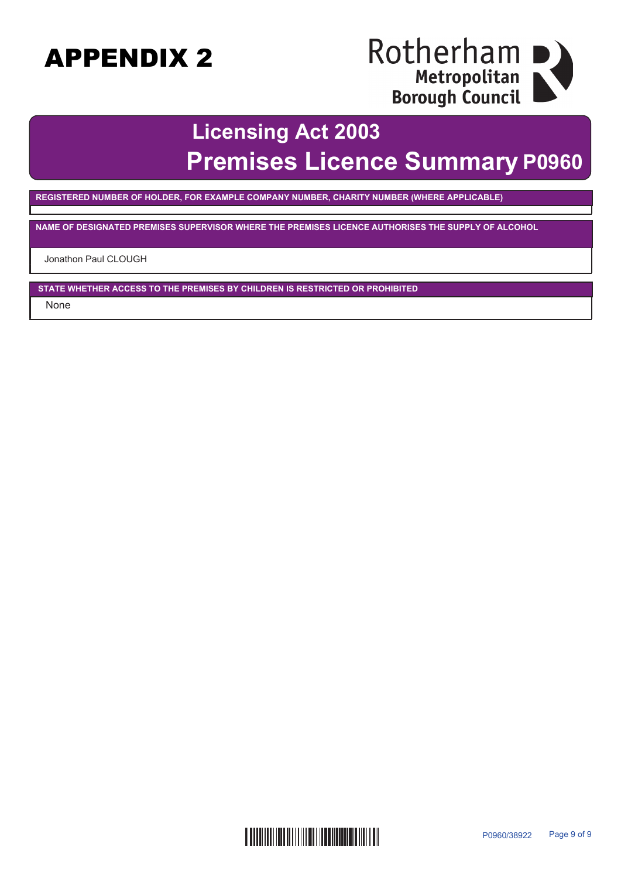# APPENDIX 2

Rotherham Metropolitan Borough Council

## Licensing Act 2003

## Premises Licence Summary P0960

**REGISTERED NUMBER OF HOLDER, FOR EXAMPLE COMPANY NUMBER, CHARITY NUMBER (WHERE APPLICABLE)**

**NAME OF DESIGNATED PREMISES SUPERVISOR WHERE THE PREMISES LICENCE AUTHORISES THE SUPPLY OF ALCOHOL**

Jonathon Paul CLOUGH

**STATE WHETHER ACCESS TO THE PREMISES BY CHILDREN IS RESTRICTED OR PROHIBITED**

None

P0960/38922